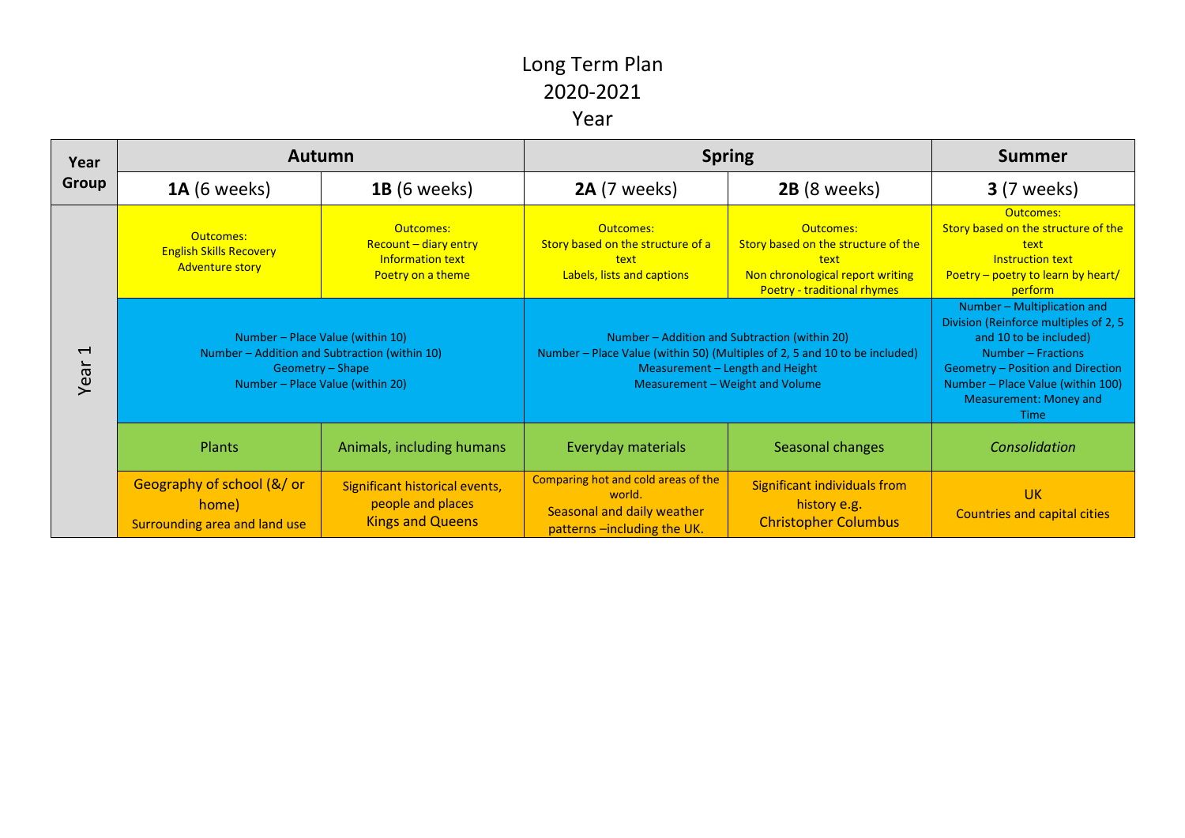# Long Term Plan
# 2020-2021
# Year

| Year Group | Autumn | | Spring | | Summer |
|---|---|---|---|---|---|
| | **1A** (6 weeks) | **1B** (6 weeks) | **2A** (7 weeks) | **2B** (8 weeks) | **3** (7 weeks) |
| Year 1 | Outcomes:<br>English Skills Recovery<br>Adventure story | Outcomes:<br>Recount – diary entry<br>Information text<br>Poetry on a theme | Outcomes:<br>Story based on the structure of a text<br>Labels, lists and captions | Outcomes:<br>Story based on the structure of the text<br>Non chronological report writing<br>Poetry - traditional rhymes | Outcomes:<br>Story based on the structure of the text<br>Instruction text<br>Poetry – poetry to learn by heart/ perform |
| | Number – Place Value (within 10)<br>Number – Addition and Subtraction (within 10)<br>Geometry – Shape<br>Number – Place Value (within 20) | | Number – Addition and Subtraction (within 20)<br>Number – Place Value (within 50) (Multiples of 2, 5 and 10 to be included)<br>Measurement – Length and Height<br>Measurement – Weight and Volume | | Number – Multiplication and Division (Reinforce multiples of 2, 5 and 10 to be included)<br>Number – Fractions<br>Geometry – Position and Direction<br>Number – Place Value (within 100)<br>Measurement: Money and Time |
| | Plants | Animals, including humans | Everyday materials | Seasonal changes | *Consolidation* |
| | Geography of school (&/ or home)<br>Surrounding area and land use | Significant historical events, people and places<br>Kings and Queens | Comparing hot and cold areas of the world.<br>Seasonal and daily weather patterns –including the UK. | Significant individuals from history e.g.<br>Christopher Columbus | UK<br>Countries and capital cities |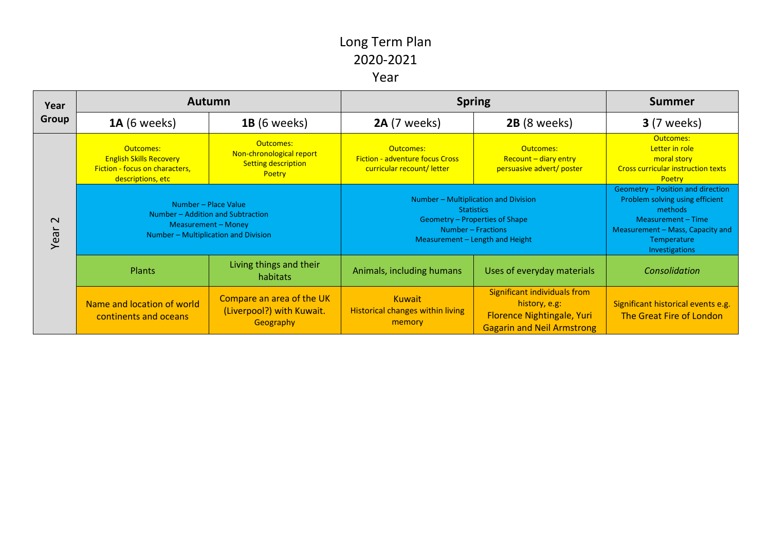# Long Term Plan
# 2020-2021
# Year

| Year Group | Autumn | | Spring | | Summer |
|---|---|---|---|---|---|
| | **1A** (6 weeks) | **1B** (6 weeks) | **2A** (7 weeks) | **2B** (8 weeks) | **3** (7 weeks) |
| Year 2 | Outcomes:<br>English Skills Recovery<br>Fiction - focus on characters, descriptions, etc | Outcomes:<br>Non-chronological report<br>Setting description<br>Poetry | Outcomes:<br>Fiction - adventure focus Cross curricular recount/ letter | Outcomes:<br>Recount – diary entry<br>persuasive advert/ poster | Outcomes:<br>Letter in role<br>moral story<br>Cross curricular instruction texts<br>Poetry |
| | Number – Place Value<br>Number – Addition and Subtraction<br>Measurement – Money<br>Number – Multiplication and Division | | Number – Multiplication and Division<br>Statistics<br>Geometry – Properties of Shape<br>Number – Fractions<br>Measurement – Length and Height | | Geometry – Position and direction<br>Problem solving using efficient methods<br>Measurement – Time<br>Measurement – Mass, Capacity and Temperature<br>Investigations |
| | Plants | Living things and their habitats | Animals, including humans | Uses of everyday materials | *Consolidation* |
| | Name and location of world continents and oceans | Compare an area of the UK (Liverpool?) with Kuwait.<br>Geography | Kuwait<br>Historical changes within living memory | Significant individuals from history, e.g:<br>Florence Nightingale, Yuri Gagarin and Neil Armstrong | Significant historical events e.g. The Great Fire of London |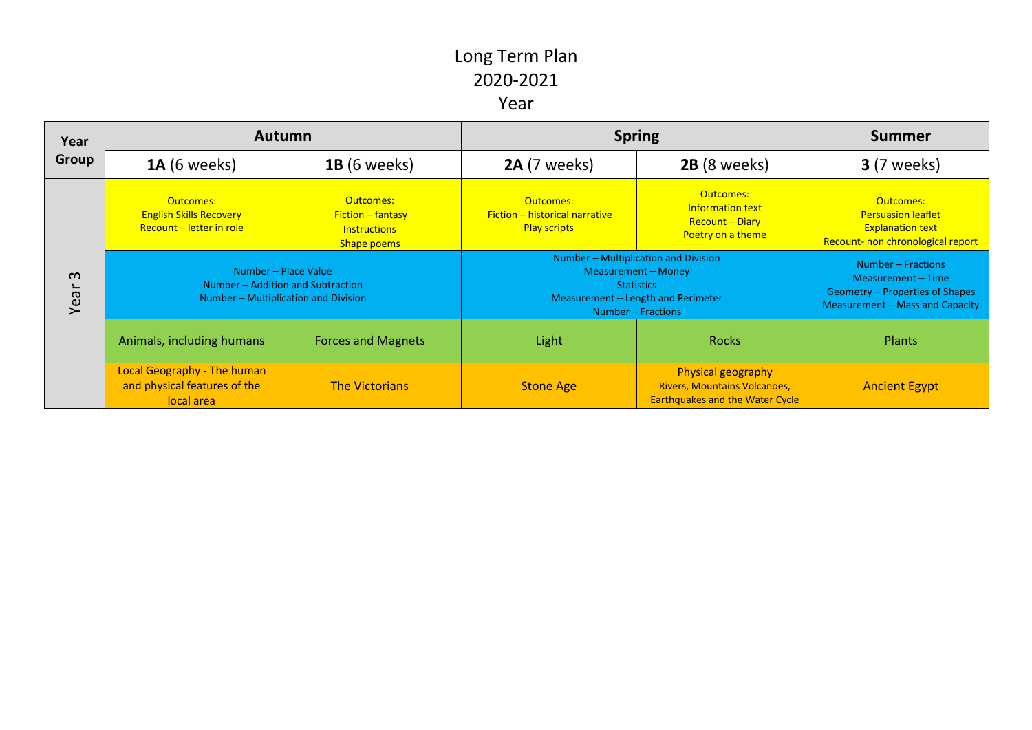# Long Term Plan
# 2020-2021
# Year

| Year Group | Autumn | | Spring | | Summer |
|---|---|---|---|---|---|
| | **1A** (6 weeks) | **1B** (6 weeks) | **2A** (7 weeks) | **2B** (8 weeks) | **3** (7 weeks) |
| Year 3 | Outcomes:<br>English Skills Recovery<br>Recount – letter in role | Outcomes:<br>Fiction – fantasy<br>Instructions<br>Shape poems | Outcomes:<br>Fiction – historical narrative<br>Play scripts | Outcomes:<br>Information text<br>Recount – Diary<br>Poetry on a theme | Outcomes:<br>Persuasion leaflet<br>Explanation text<br>Recount- non chronological report |
| | Number – Place Value<br>Number – Addition and Subtraction<br>Number – Multiplication and Division | | Number – Multiplication and Division<br>Measurement – Money<br>Statistics<br>Measurement – Length and Perimeter<br>Number – Fractions | | Number – Fractions<br>Measurement – Time<br>Geometry – Properties of Shapes<br>Measurement – Mass and Capacity |
| | Animals, including humans | Forces and Magnets | Light | Rocks | Plants |
| | Local Geography - The human and physical features of the local area | The Victorians | Stone Age | Physical geography<br>Rivers, Mountains Volcanoes, Earthquakes and the Water Cycle | Ancient Egypt |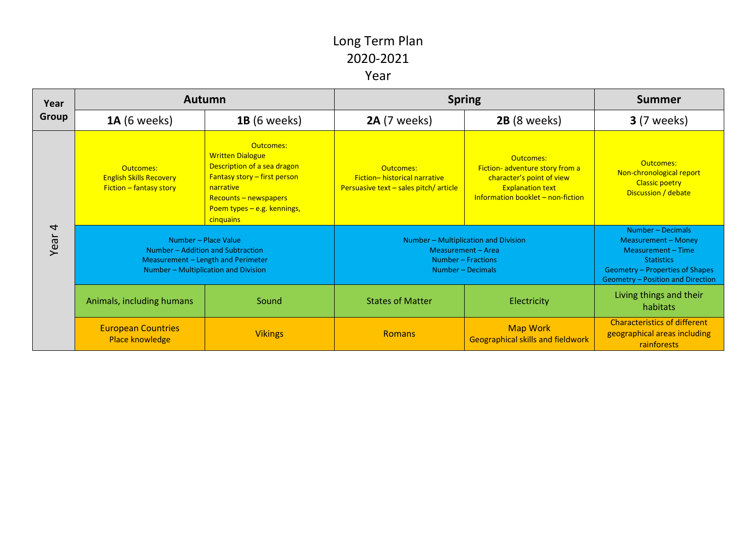# Long Term Plan
# 2020-2021
# Year

| Year Group | Autumn | | Spring | | Summer |
|---|---|---|---|---|---|
| | **1A** (6 weeks) | **1B** (6 weeks) | **2A** (7 weeks) | **2B** (8 weeks) | **3** (7 weeks) |
| Year 4 | Outcomes:<br>English Skills Recovery<br>Fiction – fantasy story | Outcomes:<br>Written Dialogue<br>Description of a sea dragon<br>Fantasy story – first person narrative<br>Recounts – newspapers<br>Poem types – e.g. kennings, cinquains | Outcomes:<br>Fiction– historical narrative<br>Persuasive text – sales pitch/ article | Outcomes:<br>Fiction- adventure story from a character's point of view<br>Explanation text<br>Information booklet – non-fiction | Outcomes:<br>Non-chronological report<br>Classic poetry<br>Discussion / debate |
| | Number – Place Value<br>Number – Addition and Subtraction<br>Measurement – Length and Perimeter<br>Number – Multiplication and Division | | Number – Multiplication and Division<br>Measurement – Area<br>Number – Fractions<br>Number – Decimals | | Number – Decimals<br>Measurement – Money<br>Measurement – Time<br>Statistics<br>Geometry – Properties of Shapes<br>Geometry – Position and Direction |
| | Animals, including humans | Sound | States of Matter | Electricity | Living things and their habitats |
| | European Countries<br>Place knowledge | Vikings | Romans | Map Work<br>Geographical skills and fieldwork | Characteristics of different geographical areas including rainforests |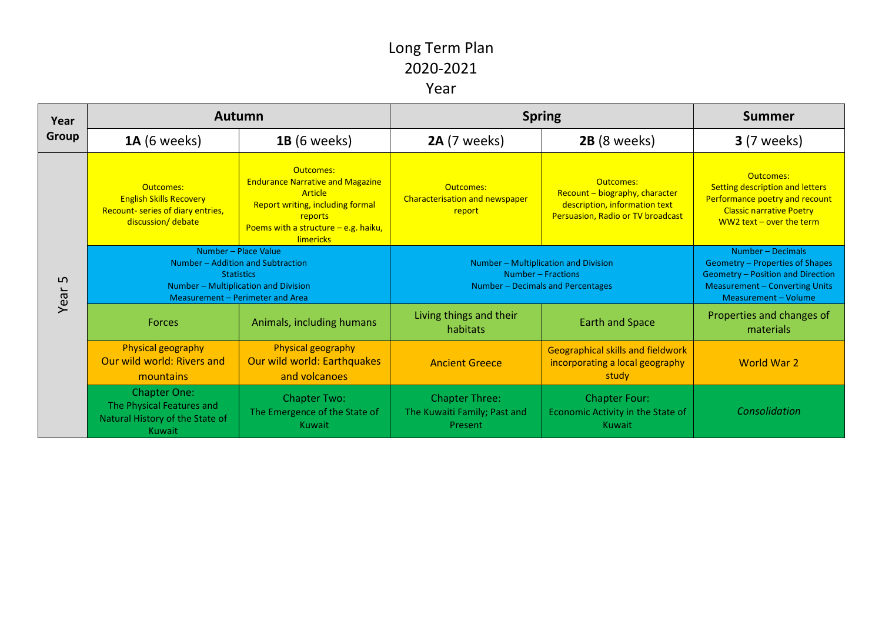# Long Term Plan
# 2020-2021
# Year

| Year Group | Autumn | | Spring | | Summer |
|---|---|---|---|---|---|
| | **1A** (6 weeks) | **1B** (6 weeks) | **2A** (7 weeks) | **2B** (8 weeks) | **3** (7 weeks) |
| Year 5 | Outcomes:<br>English Skills Recovery<br>Recount- series of diary entries, discussion/ debate | Outcomes:<br>Endurance Narrative and Magazine Article<br>Report writing, including formal reports<br>Poems with a structure – e.g. haiku, limericks | Outcomes:<br>Characterisation and newspaper report | Outcomes:<br>Recount – biography, character description, information text<br>Persuasion, Radio or TV broadcast | Outcomes:<br>Setting description and letters<br>Performance poetry and recount<br>Classic narrative Poetry<br>WW2 text – over the term |
| | Number – Place Value<br>Number – Addition and Subtraction<br>Statistics<br>Number – Multiplication and Division<br>Measurement – Perimeter and Area | | Number – Multiplication and Division<br>Number – Fractions<br>Number – Decimals and Percentages | | Number – Decimals<br>Geometry – Properties of Shapes<br>Geometry – Position and Direction<br>Measurement – Converting Units<br>Measurement – Volume |
| | Forces | Animals, including humans | Living things and their habitats | Earth and Space | Properties and changes of materials |
| | Physical geography<br>Our wild world: Rivers and mountains | Physical geography<br>Our wild world: Earthquakes and volcanoes | Ancient Greece | Geographical skills and fieldwork incorporating a local geography study | World War 2 |
| | Chapter One:<br>The Physical Features and Natural History of the State of Kuwait | Chapter Two:<br>The Emergence of the State of Kuwait | Chapter Three:<br>The Kuwaiti Family; Past and Present | Chapter Four:<br>Economic Activity in the State of Kuwait | *Consolidation* |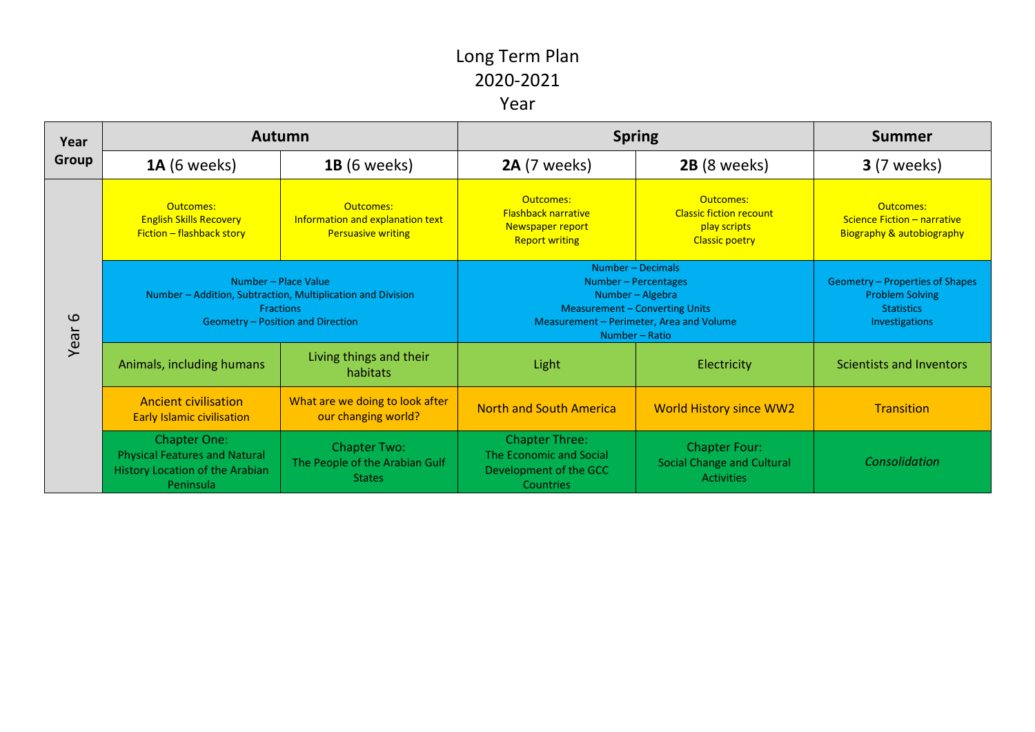# Long Term Plan
# 2020-2021
# Year

| Year Group | Autumn | | Spring | | Summer |
|---|---|---|---|---|---|
| | **1A** (6 weeks) | **1B** (6 weeks) | **2A** (7 weeks) | **2B** (8 weeks) | **3** (7 weeks) |
| Year 6 | Outcomes:<br>English Skills Recovery<br>Fiction – flashback story | Outcomes:<br>Information and explanation text<br>Persuasive writing | Outcomes:<br>Flashback narrative<br>Newspaper report<br>Report writing | Outcomes:<br>Classic fiction recount<br>play scripts<br>Classic poetry | Outcomes:<br>Science Fiction – narrative<br>Biography & autobiography |
| | Number – Place Value<br>Number – Addition, Subtraction, Multiplication and Division<br>Fractions<br>Geometry – Position and Direction | | Number – Decimals<br>Number – Percentages<br>Number – Algebra<br>Measurement – Converting Units<br>Measurement – Perimeter, Area and Volume<br>Number – Ratio | | Geometry – Properties of Shapes<br>Problem Solving<br>Statistics<br>Investigations |
| | Animals, including humans | Living things and their habitats | Light | Electricity | Scientists and Inventors |
| | Ancient civilisation<br>Early Islamic civilisation | What are we doing to look after our changing world? | North and South America | World History since WW2 | Transition |
| | Chapter One:<br>Physical Features and Natural History Location of the Arabian Peninsula | Chapter Two:<br>The People of the Arabian Gulf States | Chapter Three:<br>The Economic and Social Development of the GCC Countries | Chapter Four:<br>Social Change and Cultural Activities | *Consolidation* |